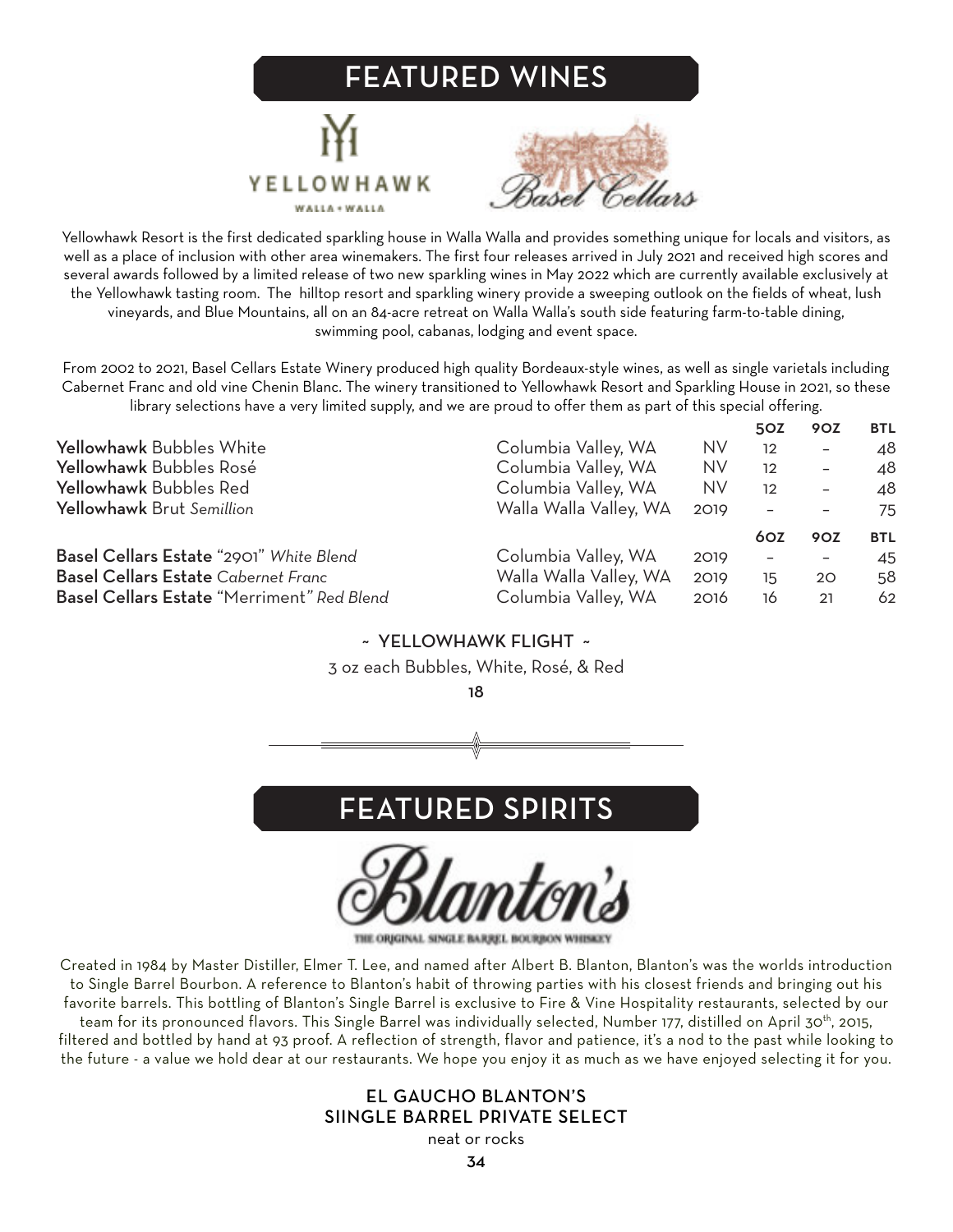# FEATURED WINES

YELLOWHAWK
WALLA • WALLA

Basel Cellars

Yellowhawk Resort is the first dedicated sparkling house in Walla Walla and provides something unique for locals and visitors, as well as a place of inclusion with other area winemakers. The first four releases arrived in July 2021 and received high scores and several awards followed by a limited release of two new sparkling wines in May 2022 which are currently available exclusively at the Yellowhawk tasting room. The hilltop resort and sparkling winery provide a sweeping outlook on the fields of wheat, lush vineyards, and Blue Mountains, all on an 84-acre retreat on Walla Walla's south side featuring farm-to-table dining, swimming pool, cabanas, lodging and event space.

From 2002 to 2021, Basel Cellars Estate Winery produced high quality Bordeaux-style wines, as well as single varietals including Cabernet Franc and old vine Chenin Blanc. The winery transitioned to Yellowhawk Resort and Sparkling House in 2021, so these library selections have a very limited supply, and we are proud to offer them as part of this special offering.

| | | | 5OZ | 9OZ | BTL |
|---|---|---|---|---|---|
| **Yellowhawk** Bubbles White | Columbia Valley, WA | NV | 12 | – | 48 |
| **Yellowhawk** Bubbles Rosé | Columbia Valley, WA | NV | 12 | – | 48 |
| **Yellowhawk** Bubbles Red | Columbia Valley, WA | NV | 12 | – | 48 |
| **Yellowhawk** Brut *Semillion* | Walla Walla Valley, WA | 2019 | – | – | 75 |
| | | | **6OZ** | **9OZ** | **BTL** |
| **Basel Cellars Estate** "2901" *White Blend* | Columbia Valley, WA | 2019 | – | – | 45 |
| **Basel Cellars Estate** *Cabernet Franc* | Walla Walla Valley, WA | 2019 | 15 | 20 | 58 |
| **Basel Cellars Estate** "Merriment" *Red Blend* | Columbia Valley, WA | 2016 | 16 | 21 | 62 |

**~ YELLOWHAWK FLIGHT ~**

3 oz each Bubbles, White, Rosé, & Red

**18**

# FEATURED SPIRITS

Blanton's
THE ORIGINAL SINGLE BARREL BOURBON WHISKEY

Created in 1984 by Master Distiller, Elmer T. Lee, and named after Albert B. Blanton, Blanton's was the worlds introduction to Single Barrel Bourbon. A reference to Blanton's habit of throwing parties with his closest friends and bringing out his favorite barrels. This bottling of Blanton's Single Barrel is exclusive to Fire & Vine Hospitality restaurants, selected by our team for its pronounced flavors. This Single Barrel was individually selected, Number 177, distilled on April 30th, 2015, filtered and bottled by hand at 93 proof. A reflection of strength, flavor and patience, it's a nod to the past while looking to the future - a value we hold dear at our restaurants. We hope you enjoy it as much as we have enjoyed selecting it for you.

**EL GAUCHO BLANTON'S**
**SIINGLE BARREL PRIVATE SELECT**

neat or rocks

**34**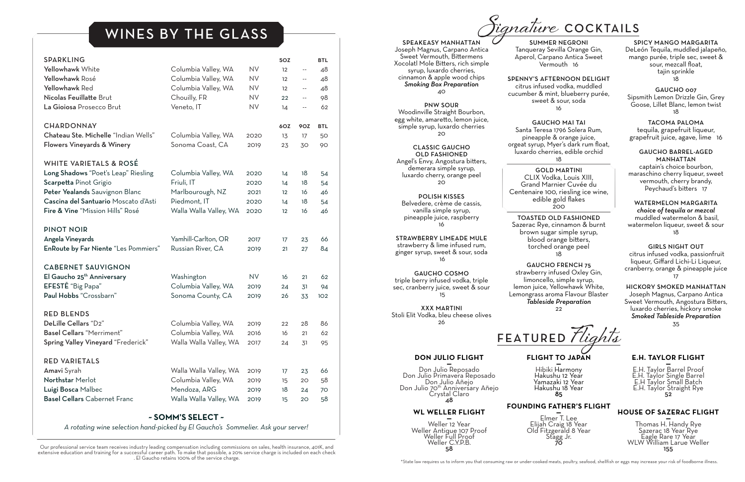# WINES BY THE GLASS

| SPARKLING | | | 5OZ | | BTL |
|---|---|---|---|---|---|
| **Yellowhawk** White | Columbia Valley, WA | NV | 12 | -- | 48 |
| **Yellowhawk** Rosé | Columbia Valley, WA | NV | 12 | -- | 48 |
| **Yellowhawk** Red | Columbia Valley, WA | NV | 12 | -- | 48 |
| **Nicolas Feuillatte** Brut | Chouilly, FR | NV | 22 | -- | 98 |
| **La Gioiosa** Prosecco Brut | Veneto, IT | NV | 14 | -- | 62 |

| CHARDONNAY | | | 6OZ | 9OZ | BTL |
|---|---|---|---|---|---|
| **Chateau Ste. Michelle** "Indian Wells" | Columbia Valley, WA | 2020 | 13 | 17 | 50 |
| **Flowers Vineyards & Winery** | Sonoma Coast, CA | 2019 | 23 | 30 | 90 |
| **WHITE VARIETALS & ROSÉ** | | | | | |
| **Long Shadows** "Poet's Leap" Riesling | Columbia Valley, WA | 2020 | 14 | 18 | 54 |
| **Scarpetta** Pinot Grigio | Friuli, IT | 2020 | 14 | 18 | 54 |
| **Peter Yealands** Sauvignon Blanc | Marlbourough, NZ | 2021 | 12 | 16 | 46 |
| **Cascina del Santuario** Moscato d'Asti | Piedmont, IT | 2020 | 14 | 18 | 54 |
| **Fire & Vine** "Mission Hills" Rosé | Walla Walla Valley, WA | 2020 | 12 | 16 | 46 |
| **PINOT NOIR** | | | | | |
| **Angela Vineyards** | Yamhill-Carlton, OR | 2017 | 17 | 23 | 66 |
| **EnRoute by Far Niente** "Les Pommiers" | Russian River, CA | 2019 | 21 | 27 | 84 |
| **CABERNET SAUVIGNON** | | | | | |
| **El Gaucho 25th Anniversary** | Washington | NV | 16 | 21 | 62 |
| **EFESTĒ** "Big Papa" | Columbia Valley, WA | 2019 | 24 | 31 | 94 |
| **Paul Hobbs** "Crossbarn" | Sonoma County, CA | 2019 | 26 | 33 | 102 |
| **RED BLENDS** | | | | | |
| **DeLille Cellars** "D2" | Columbia Valley, WA | 2019 | 22 | 28 | 86 |
| **Basel Cellars** "Merriment" | Columbia Valley, WA | 2016 | 16 | 21 | 62 |
| **Spring Valley Vineyard** "Frederick" | Walla Walla Valley, WA | 2017 | 24 | 31 | 95 |
| **RED VARIETALS** | | | | | |
| **Amavi** Syrah | Walla Walla Valley, WA | 2019 | 17 | 23 | 66 |
| **Northstar** Merlot | Columbia Valley, WA | 2019 | 15 | 20 | 58 |
| **Luigi Bosca** Malbec | Mendoza, ARG | 2019 | 18 | 24 | 70 |
| **Basel Cellars** Cabernet Franc | Walla Walla Valley, WA | 2019 | 15 | 20 | 58 |

### ~ SOMM'S SELECT ~

*A rotating wine selection hand-picked by El Gaucho's Sommelier. Ask your server!*

Our professional service team receives industry leading compensation including commissions on sales, health insurance, 401K, and extensive education and training for a successful career path. To make that possible, a 20% service charge is included on each check. El Gaucho retains 100% of the service charge.

# Signature COCKTAILS

**SPEAKEASY MANHATTAN**
Joseph Magnus, Carpano Antica Sweet Vermouth, Bittermens Xocolatl Mole Bitters, rich simple syrup, luxardo cherries, cinnamon & apple wood chips
***Smoking Box Preparation***
40

**PNW SOUR**
Woodinville Straight Bourbon, egg white, amaretto, lemon juice, simple syrup, luxardo cherries
20

**CLASSIC GAUCHO OLD FASHIONED**
Angel's Envy, Angostura bitters, demerara simple syrup, luxardo cherry, orange peel
20

**POLISH KISSES**
Belvedere, crème de cassis, vanilla simple syrup, pineapple juice, raspberry
16

**STRAWBERRY LIMEADE MULE**
strawberry & lime infused rum, ginger syrup, sweet & sour, soda
16

**GAUCHO COSMO**
triple berry infused vodka, triple sec, cranberry juice, sweet & sour
15

**XXX MARTINI**
Stoli Elit Vodka, bleu cheese olives
26

**SUMMER NEGRONI**
Tanqueray Sevilla Orange Gin, Aperol, Carpano Antica Sweet Vermouth 16

**SPENNY'S AFTERNOON DELIGHT**
citrus infused vodka, muddled cucumber & mint, blueberry purée, sweet & sour, soda
16

**GAUCHO MAI TAI**
Santa Teresa 1796 Solera Rum, pineapple & orange juice, orgeat syrup, Myer's dark rum float, luxardo cherries, edible orchid
18

**GOLD MARTINI**
CLIX Vodka, Louis XIII, Grand Marnier Cuvée du Centenaire 100, riesling ice wine, edible gold flakes
200

**TOASTED OLD FASHIONED**
Sazerac Rye, cinnamon & burnt brown sugar simple syrup, blood orange bitters, torched orange peel
18

**GAUCHO FRENCH 75**
strawberry infused Oxley Gin, limoncello, simple syrup, lemon juice, Yellowhawk White, Lemongrass aroma Flavour Blaster
***Tableside Preparation***
22

**SPICY MANGO MARGARITA**
DeLeón Tequila, muddled jalapeño, mango purée, triple sec, sweet & sour, mezcall float, tajin sprinkle
18

**GAUCHO 007**
Sipsmith Lemon Drizzle Gin, Grey Goose, Lillet Blanc, lemon twist
18

**TACOMA PALOMA**
tequila, grapefruit liqueur, grapefruit juice, agave, lime 16

**GAUCHO BARREL-AGED MANHATTAN**
captain's choice bourbon, maraschino cherry liqueur, sweet vermouth, cherry brandy, Peychaud's bitters 17

**WATERMELON MARGARITA**
***choice of tequila or mezcal***
muddled watermelon & basil, watermelon liqueur, sweet & sour
18

**GIRLS NIGHT OUT**
citrus infused vodka, passionfruit liqueur, Giffard Lichi-Li Liqueur, cranberry, orange & pineapple juice
17

**HICKORY SMOKED MANHATTAN**
Joseph Magnus, Carpano Antica Sweet Vermouth, Angostura Bitters, luxardo cherries, hickory smoke
***Smoked Tableside Preparation***
35

# FEATURED Flights

**DON JULIO FLIGHT**
Don Julio Reposado
Don Julio Primavera Reposado
Don Julio Añejo
Don Julio 70th Anniversary Añejo
Crystal Claro
**48**

**WL WELLER FLIGHT**
Weller 12 Year
Weller Antique 107 Proof
Weller Full Proof
Weller C.Y.P.B.
**58**

**FLIGHT TO JAPAN**
Hibiki Harmony
Hakushu 12 Year
Yamazaki 12 Year
Hakushu 18 Year
**85**

**FOUNDING FATHER'S FLIGHT**
Elmer T. Lee
Elijah Craig 18 Year
Old Fitzgerald 8 Year
Stagg Jr.
**70**

**E.H. TAYLOR FLIGHT**
E.H. Taylor Barrel Proof
E.H. Taylor Single Barrel
E.H Taylor Small Batch
E.H. Taylor Straight Rye
**52**

**HOUSE OF SAZERAC FLIGHT**
Thomas H. Handy Rye
Sazerac 18 Year Rye
Eagle Rare 17 Year
WLW William Larue Weller
**155**

*State law requires us to inform you that consuming raw or under-cooked meats, poultry, seafood, shellfish or eggs may increase your risk of foodborne illness.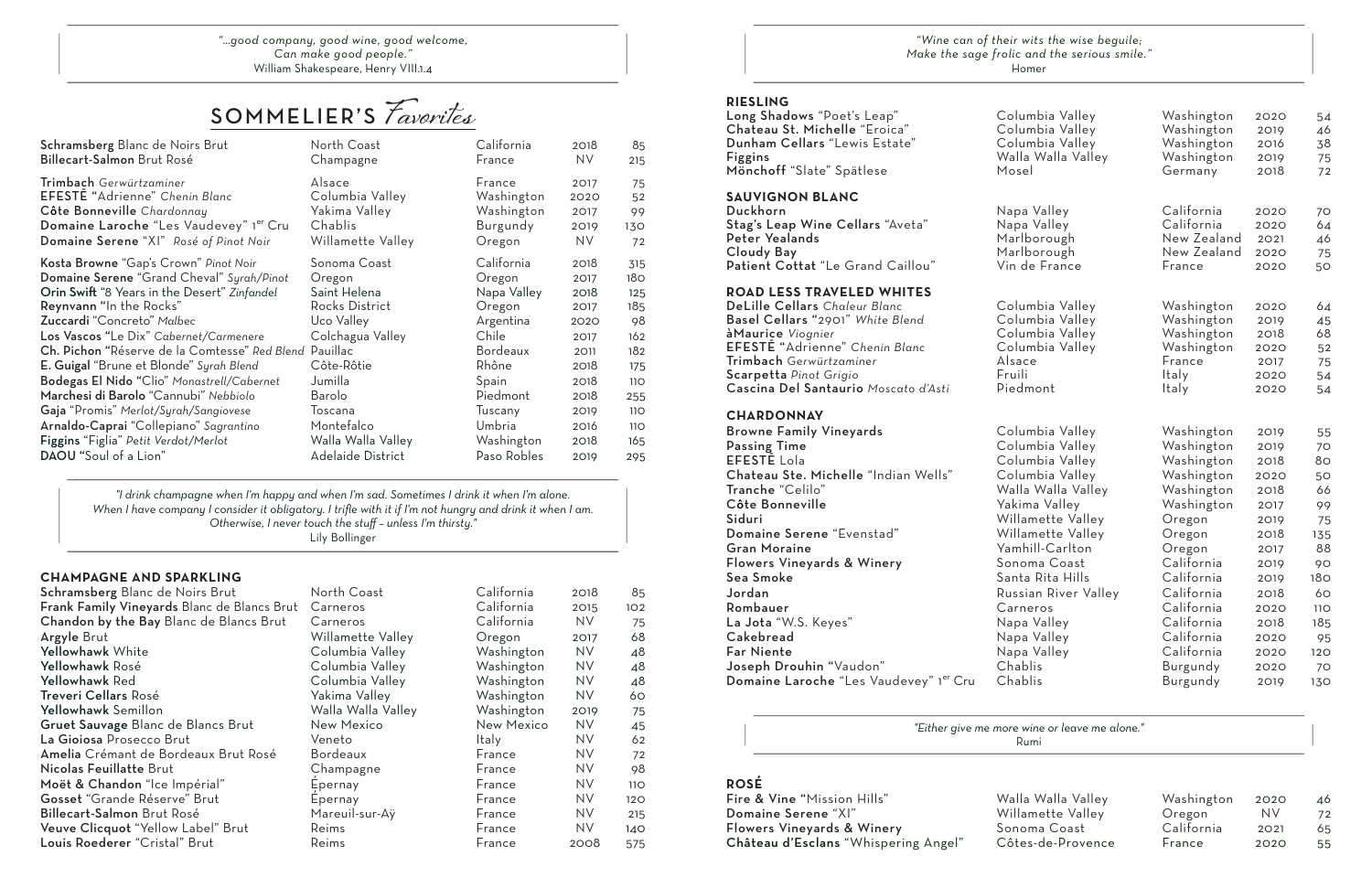*"...good company, good wine, good welcome,*
*Can make good people."*
William Shakespeare, Henry VIII.1.4

## SOMMELIER'S *Favorites*

| Wine | Region | Location | Vintage | Price |
|---|---|---|---|---|
| **Schramsberg** Blanc de Noirs Brut | North Coast | California | 2018 | 85 |
| **Billecart-Salmon** Brut Rosé | Champagne | France | NV | 215 |
| **Trimbach** *Gerwürtzaminer* | Alsace | France | 2017 | 75 |
| **EFESTĒ** "Adrienne" *Chenin Blanc* | Columbia Valley | Washington | 2020 | 52 |
| **Côte Bonneville** *Chardonnay* | Yakima Valley | Washington | 2017 | 99 |
| **Domaine Laroche** "Les Vaudevey" 1er Cru | Chablis | Burgundy | 2019 | 130 |
| **Domaine Serene** "XI" *Rosé of Pinot Noir* | Willamette Valley | Oregon | NV | 72 |
| **Kosta Browne** "Gap's Crown" *Pinot Noir* | Sonoma Coast | California | 2018 | 315 |
| **Domaine Serene** "Grand Cheval" *Syrah/Pinot* | Oregon | Oregon | 2017 | 180 |
| **Orin Swift** "8 Years in the Desert" *Zinfandel* | Saint Helena | Napa Valley | 2018 | 125 |
| **Reynvann** "In the Rocks" | Rocks District | Oregon | 2017 | 185 |
| **Zuccardi** "Concreto" *Malbec* | Uco Valley | Argentina | 2020 | 98 |
| **Los Vascos** "Le Dix" *Cabernet/Carmenere* | Colchagua Valley | Chile | 2017 | 162 |
| **Ch. Pichon** "Réserve de la Comtesse" *Red Blend* | Pauillac | Bordeaux | 2011 | 182 |
| **E. Guigal** "Brune et Blonde" *Syrah Blend* | Côte-Rôtie | Rhône | 2018 | 175 |
| **Bodegas El Nido** "Clio" *Monastrell/Cabernet* | Jumilla | Spain | 2018 | 110 |
| **Marchesi di Barolo** "Cannubi" *Nebbiolo* | Barolo | Piedmont | 2018 | 255 |
| **Gaja** "Promis" *Merlot/Syrah/Sangiovese* | Toscana | Tuscany | 2019 | 110 |
| **Arnaldo-Caprai** "Collepiano" *Sagrantino* | Montefalco | Umbria | 2016 | 110 |
| **Figgins** "Figlia" *Petit Verdot/Merlot* | Walla Walla Valley | Washington | 2018 | 165 |
| **DAOU** "Soul of a Lion" | Adelaide District | Paso Robles | 2019 | 295 |

*"I drink champagne when I'm happy and when I'm sad. Sometimes I drink it when I'm alone. When I have company I consider it obligatory. I trifle with it if I'm not hungry and drink it when I am. Otherwise, I never touch the stuff – unless I'm thirsty."*
Lily Bollinger

### CHAMPAGNE AND SPARKLING

| Wine | Region | Location | Vintage | Price |
|---|---|---|---|---|
| **Schramsberg** Blanc de Noirs Brut | North Coast | California | 2018 | 85 |
| **Frank Family Vineyards** Blanc de Blancs Brut | Carneros | California | 2015 | 102 |
| **Chandon by the Bay** Blanc de Blancs Brut | Carneros | California | NV | 75 |
| **Argyle** Brut | Willamette Valley | Oregon | 2017 | 68 |
| **Yellowhawk** White | Columbia Valley | Washington | NV | 48 |
| **Yellowhawk** Rosé | Columbia Valley | Washington | NV | 48 |
| **Yellowhawk** Red | Columbia Valley | Washington | NV | 48 |
| **Treveri Cellars** Rosé | Yakima Valley | Washington | NV | 60 |
| **Yellowhawk** Semillon | Walla Walla Valley | Washington | 2019 | 75 |
| **Gruet Sauvage** Blanc de Blancs Brut | New Mexico | New Mexico | NV | 45 |
| **La Gioiosa** Prosecco Brut | Veneto | Italy | NV | 62 |
| **Amelia** Crémant de Bordeaux Brut Rosé | Bordeaux | France | NV | 72 |
| **Nicolas Feuillatte** Brut | Champagne | France | NV | 98 |
| **Moët & Chandon** "Ice Impérial" | Épernay | France | NV | 110 |
| **Gosset** "Grande Réserve" Brut | Épernay | France | NV | 120 |
| **Billecart-Salmon** Brut Rosé | Mareuil-sur-Aÿ | France | NV | 215 |
| **Veuve Clicquot** "Yellow Label" Brut | Reims | France | NV | 140 |
| **Louis Roederer** "Cristal" Brut | Reims | France | 2008 | 575 |

*"Wine can of their wits the wise beguile;*
*Make the sage frolic and the serious smile."*
Homer

### RIESLING

| Wine | Region | Location | Vintage | Price |
|---|---|---|---|---|
| **Long Shadows** "Poet's Leap" | Columbia Valley | Washington | 2020 | 54 |
| **Chateau St. Michelle** "Eroica" | Columbia Valley | Washington | 2019 | 46 |
| **Dunham Cellars** "Lewis Estate" | Columbia Valley | Washington | 2016 | 38 |
| **Figgins** | Walla Walla Valley | Washington | 2019 | 75 |
| **Mönchoff** "Slate" Spätlese | Mosel | Germany | 2018 | 72 |

### SAUVIGNON BLANC

| Wine | Region | Location | Vintage | Price |
|---|---|---|---|---|
| **Duckhorn** | Napa Valley | California | 2020 | 70 |
| **Stag's Leap Wine Cellars** "Aveta" | Napa Valley | California | 2020 | 64 |
| **Peter Yealands** | Marlborough | New Zealand | 2021 | 46 |
| **Cloudy Bay** | Marlborough | New Zealand | 2020 | 75 |
| **Patient Cottat** "Le Grand Caillou" | Vin de France | France | 2020 | 50 |

### ROAD LESS TRAVELED WHITES

| Wine | Region | Location | Vintage | Price |
|---|---|---|---|---|
| **DeLille Cellars** *Chaleur Blanc* | Columbia Valley | Washington | 2020 | 64 |
| **Basel Cellars** "2901" *White Blend* | Columbia Valley | Washington | 2019 | 45 |
| **àMaurice** *Viognier* | Columbia Valley | Washington | 2018 | 68 |
| **EFESTĒ** "Adrienne" *Chenin Blanc* | Columbia Valley | Washington | 2020 | 52 |
| **Trimbach** *Gerwürtzaminer* | Alsace | France | 2017 | 75 |
| **Scarpetta** *Pinot Grigio* | Fruili | Italy | 2020 | 54 |
| **Cascina Del Santaurio** *Moscato d'Asti* | Piedmont | Italy | 2020 | 54 |

### CHARDONNAY

| Wine | Region | Location | Vintage | Price |
|---|---|---|---|---|
| **Browne Family Vineyards** | Columbia Valley | Washington | 2019 | 55 |
| **Passing Time** | Columbia Valley | Washington | 2019 | 70 |
| **EFESTĒ** Lola | Columbia Valley | Washington | 2018 | 80 |
| **Chateau Ste. Michelle** "Indian Wells" | Columbia Valley | Washington | 2020 | 50 |
| **Tranche** "Celilo" | Walla Walla Valley | Washington | 2018 | 66 |
| **Côte Bonneville** | Yakima Valley | Washington | 2017 | 99 |
| **Siduri** | Willamette Valley | Oregon | 2019 | 75 |
| **Domaine Serene** "Evenstad" | Willamette Valley | Oregon | 2018 | 135 |
| **Gran Moraine** | Yamhill-Carlton | Oregon | 2017 | 88 |
| **Flowers Vineyards & Winery** | Sonoma Coast | California | 2019 | 90 |
| **Sea Smoke** | Santa Rita Hills | California | 2019 | 180 |
| **Jordan** | Russian River Valley | California | 2018 | 60 |
| **Rombauer** | Carneros | California | 2020 | 110 |
| **La Jota** "W.S. Keyes" | Napa Valley | California | 2018 | 185 |
| **Cakebread** | Napa Valley | California | 2020 | 95 |
| **Far Niente** | Napa Valley | California | 2020 | 120 |
| **Joseph Drouhin** "Vaudon" | Chablis | Burgundy | 2020 | 70 |
| **Domaine Laroche** "Les Vaudevey" 1er Cru | Chablis | Burgundy | 2019 | 130 |

*"Either give me more wine or leave me alone."*
Rumi

### ROSÉ

| Wine | Region | Location | Vintage | Price |
|---|---|---|---|---|
| **Fire & Vine** "Mission Hills" | Walla Walla Valley | Washington | 2020 | 46 |
| **Domaine Serene** "XI" | Willamette Valley | Oregon | NV | 72 |
| **Flowers Vineyards & Winery** | Sonoma Coast | California | 2021 | 65 |
| **Château d'Esclans** "Whispering Angel" | Côtes-de-Provence | France | 2020 | 55 |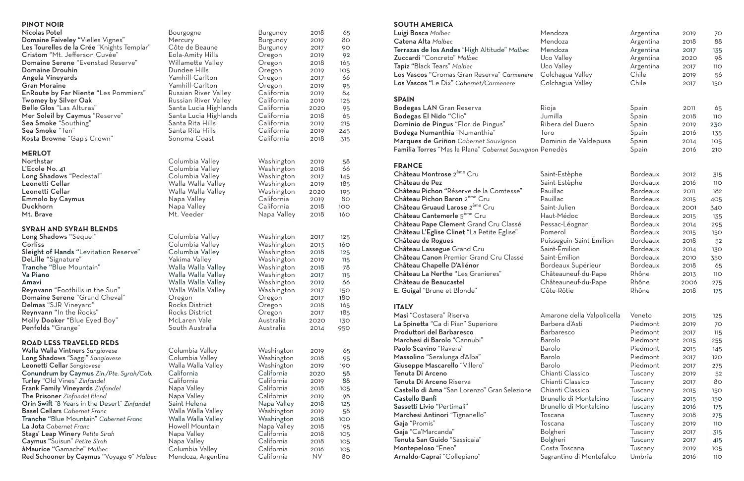## PINOT NOIR

| Wine | Region | Area | Vintage | Price |
|---|---|---|---|---|
| **Nicolas Potel** | Bourgogne | Burgundy | 2018 | 65 |
| **Domaine Faiveley** "Vielles Vignes" | Mercury | Burgundy | 2019 | 80 |
| **Les Tourelles de la Crée** "Knights Templar" | Côte de Beaune | Burgundy | 2017 | 90 |
| **Cristom** "Mt. Jefferson Cuvée" | Eola-Amity Hills | Oregon | 2019 | 92 |
| **Domaine Serene** "Evenstad Reserve" | Willamette Valley | Oregon | 2018 | 165 |
| **Domaine Drouhin** | Dundee Hills | Oregon | 2019 | 105 |
| **Angela Vineyards** | Yamhill-Carlton | Oregon | 2017 | 66 |
| **Gran Moraine** | Yamhill-Carlton | Oregon | 2019 | 95 |
| **EnRoute by Far Niente** "Les Pommiers" | Russian River Valley | California | 2019 | 84 |
| **Twomey by Silver Oak** | Russian River Valley | California | 2019 | 125 |
| **Belle Glos** "Las Alturas" | Santa Lucia Highlands | California | 2020 | 95 |
| **Mer Soleil by Caymus** "Reserve" | Santa Lucia Highlands | California | 2018 | 65 |
| **Sea Smoke** "Southing" | Santa Rita Hills | California | 2019 | 215 |
| **Sea Smoke** "Ten" | Santa Rita Hills | California | 2019 | 245 |
| **Kosta Browne** "Gap's Crown" | Sonoma Coast | California | 2018 | 315 |

## MERLOT

| Wine | Region | Area | Vintage | Price |
|---|---|---|---|---|
| **Northstar** | Columbia Valley | Washington | 2019 | 58 |
| **L'Ecole No. 41** | Columbia Valley | Washington | 2018 | 66 |
| **Long Shadows** "Pedestal" | Columbia Valley | Washington | 2017 | 145 |
| **Leonetti Cellar** | Walla Walla Valley | Washington | 2019 | 185 |
| **Leonetti Cellar** | Walla Walla Valley | Washington | 2020 | 195 |
| **Emmolo by Caymus** | Napa Valley | California | 2019 | 80 |
| **Duckhorn** | Napa Valley | California | 2018 | 100 |
| **Mt. Brave** | Mt. Veeder | Napa Valley | 2018 | 160 |

## SYRAH AND SYRAH BLENDS

| Wine | Region | Area | Vintage | Price |
|---|---|---|---|---|
| **Long Shadows** "Sequel" | Columbia Valley | Washington | 2017 | 125 |
| **Corliss** | Columbia Valley | Washington | 2013 | 160 |
| **Sleight of Hands** "Levitation Reserve" | Columbia Valley | Washington | 2018 | 125 |
| **DeLille** "Signature" | Yakima Valley | Washington | 2019 | 115 |
| **Tranche** "Blue Mountain" | Walla Walla Valley | Washington | 2018 | 78 |
| **Va Piano** | Walla Walla Valley | Washington | 2017 | 115 |
| **Amavi** | Walla Walla Valley | Washington | 2019 | 66 |
| **Reynvann** "Foothills in the Sun" | Walla Walla Valley | Washington | 2017 | 150 |
| **Domaine Serene** "Grand Cheval" | Oregon | Oregon | 2017 | 180 |
| **Delmas** "SJR Vineyard" | Rocks District | Oregon | 2018 | 165 |
| **Reynvann** "In the Rocks" | Rocks District | Oregon | 2017 | 185 |
| **Molly Dooker** "Blue Eyed Boy" | McLaren Vale | Australia | 2020 | 130 |
| **Penfolds** "Grange" | South Australia | Australia | 2014 | 950 |

## ROAD LESS TRAVELED REDS

| Wine | Region | Area | Vintage | Price |
|---|---|---|---|---|
| **Walla Walla Vintners** *Sangiovese* | Columbia Valley | Washington | 2019 | 65 |
| **Long Shadows** "Saggi" *Sangiovese* | Columbia Valley | Washington | 2018 | 95 |
| **Leonetti Cellar** *Sangiovese* | Walla Walla Valley | Washington | 2019 | 190 |
| **Conundrum by Caymus** *Zin./Pte. Syrah/Cab.* | California | California | 2020 | 58 |
| **Turley** "Old Vines" *Zinfandel* | California | California | 2019 | 88 |
| **Frank Family Vineyards** *Zinfandel* | Napa Valley | California | 2018 | 105 |
| **The Prisoner** *Zinfandel Blend* | Napa Valley | California | 2019 | 98 |
| **Orin Swift** "8 Years in the Desert" *Zinfandel* | Saint Helena | Napa Valley | 2018 | 125 |
| **Basel Cellars** *Cabernet Franc* | Walla Walla Valley | Washington | 2019 | 58 |
| **Tranche** "Blue Mountain" *Cabernet Franc* | Walla Walla Valley | Washington | 2018 | 100 |
| **La Jota** *Cabernet Franc* | Howell Mountain | Napa Valley | 2018 | 195 |
| **Stags' Leap Winery** *Petite Sirah* | Napa Valley | California | 2018 | 105 |
| **Caymus** "Suisun" *Petite Sirah* | Napa Valley | California | 2018 | 105 |
| **àMaurice** "Gamache" *Malbec* | Columbia Valley | California | 2016 | 105 |
| **Red Schooner by Caymus** "Voyage 9" *Malbec* | Mendoza, Argentina | California | NV | 80 |

## SOUTH AMERICA

| Wine | Region | Country | Vintage | Price |
|---|---|---|---|---|
| **Luigi Bosca** *Malbec* | Mendoza | Argentina | 2019 | 70 |
| **Catena Alta** *Malbec* | Mendoza | Argentina | 2018 | 88 |
| **Terrazas de los Andes** "High Altitude" *Malbec* | Mendoza | Argentina | 2017 | 135 |
| **Zuccardi** "Concreto" *Malbec* | Uco Valley | Argentina | 2020 | 98 |
| **Tapiz** "Black Tears" *Malbec* | Uco Valley | Argentina | 2017 | 110 |
| **Los Vascos** "Cromas Gran Reserva" *Carmenere* | Colchagua Valley | Chile | 2019 | 56 |
| **Los Vascos** "Le Dix" *Cabernet/Carmenere* | Colchagua Valley | Chile | 2017 | 150 |

## SPAIN

| Wine | Region | Country | Vintage | Price |
|---|---|---|---|---|
| **Bodegas LAN** Gran Reserva | Rioja | Spain | 2011 | 65 |
| **Bodegas El Nido** "Clio" | Jumilla | Spain | 2018 | 110 |
| **Dominio de Pingus** "Flor de Pingus" | Ribera del Duero | Spain | 2019 | 230 |
| **Bodega Numanthia** "Numanthia" | Toro | Spain | 2016 | 135 |
| **Marques de Griñon** *Cabernet Sauvignon* | Dominio de Valdepusa | Spain | 2014 | 105 |
| **Familia Torres** "Mas la Plana" *Cabernet Sauvignon* | Penedès | Spain | 2016 | 210 |

## FRANCE

| Wine | Region | Area | Vintage | Price |
|---|---|---|---|---|
| **Château Montrose** 2ème Cru | Saint-Estèphe | Bordeaux | 2012 | 315 |
| **Château de Pez** | Saint-Estèphe | Bordeaux | 2016 | 110 |
| **Château Pichon** "Réserve de la Comtesse" | Pauillac | Bordeaux | 2011 | 182 |
| **Château Pichon Baron** 2ème Cru | Pauillac | Bordeaux | 2015 | 405 |
| **Château Gruaud Larose** 2ème Cru | Saint-Julien | Bordeaux | 2001 | 340 |
| **Château Cantemerle** 5ème Cru | Haut-Médoc | Bordeaux | 2015 | 135 |
| **Château Pape Clement** Grand Cru Classé | Pessac-Léognan | Bordeaux | 2014 | 295 |
| **Château L'Eglise Clinet** "La Petite Eglise" | Pomerol | Bordeaux | 2015 | 150 |
| **Château de Rogues** | Puisseguin-Saint-Émilion | Bordeaux | 2018 | 52 |
| **Château Lassegue** Grand Cru | Saint-Émilion | Bordeaux | 2014 | 130 |
| **Château Canon** Premier Grand Cru Classé | Saint-Émilion | Bordeaux | 2010 | 350 |
| **Château Chapelle D'Aliénor** | Bordeaux Supérieur | Bordeaux | 2018 | 65 |
| **Château La Nerthe** "Les Granieres" | Châteauneuf-du-Pape | Rhône | 2013 | 110 |
| **Château de Beaucastel** | Châteauneuf-du-Pape | Rhône | 2006 | 275 |
| **E. Guigal** "Brune et Blonde" | Côte-Rôtie | Rhône | 2018 | 175 |

## ITALY

| Wine | Region | Area | Vintage | Price |
|---|---|---|---|---|
| **Masi** "Costasera" Riserva | Amarone della Valpolicella | Veneto | 2015 | 125 |
| **La Spinetta** "Ca di Pian" Superiore | Barbera d'Asti | Piedmont | 2019 | 70 |
| **Produttori del Barbaresco** | Barbaresco | Piedmont | 2017 | 115 |
| **Marchesi di Barolo** "Cannubi" | Barolo | Piedmont | 2015 | 255 |
| **Paolo Scavino** "Ravera" | Barolo | Piedmont | 2015 | 145 |
| **Massolino** "Seralunga d'Alba" | Barolo | Piedmont | 2017 | 120 |
| **Giuseppe Mascarello** "Villero" | Barolo | Piedmont | 2017 | 275 |
| **Tenuta Di Arceno** | Chianti Classico | Tuscany | 2019 | 52 |
| **Tenuta Di Arceno** Riserva | Chianti Classico | Tuscany | 2017 | 80 |
| **Castello di Ama** "San Lorenzo" Gran Selezione | Chianti Classico | Tuscany | 2015 | 150 |
| **Castello Banfi** | Brunello di Montalcino | Tuscany | 2015 | 150 |
| **Sassetti Livio** "Pertimali" | Brunello di Montalcino | Tuscany | 2016 | 175 |
| **Marchesi Antinori** "Tignanello" | Toscana | Tuscany | 2018 | 275 |
| **Gaja** "Promis" | Toscana | Tuscany | 2019 | 110 |
| **Gaja** "Ca'Marcanda" | Bolgheri | Tuscany | 2017 | 315 |
| **Tenuta San Guido** "Sassicaia" | Bolgheri | Tuscany | 2017 | 415 |
| **Montepeloso** "Eneo" | Costa Toscana | Tuscany | 2019 | 105 |
| **Arnaldo-Caprai** "Collepiano" | Sagrantino di Montefalco | Umbria | 2016 | 110 |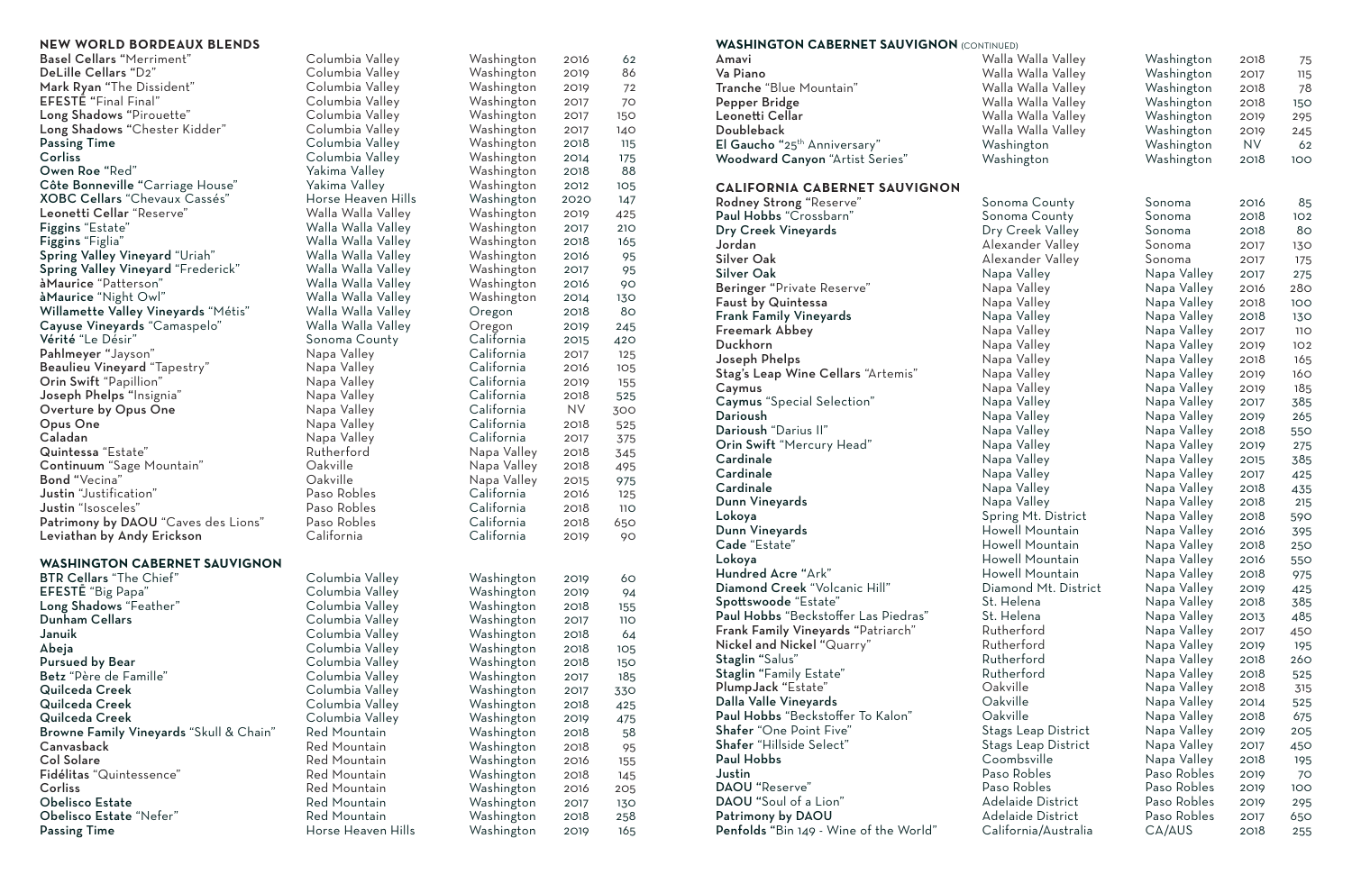## NEW WORLD BORDEAUX BLENDS

| | | | | |
|---|---|---|---|---|
| **Basel Cellars** "Merriment" | Columbia Valley | Washington | 2016 | 62 |
| **DeLille Cellars** "D2" | Columbia Valley | Washington | 2019 | 86 |
| **Mark Ryan** "The Dissident" | Columbia Valley | Washington | 2019 | 72 |
| **EFESTĒ** "Final Final" | Columbia Valley | Washington | 2017 | 70 |
| **Long Shadows** "Pirouette" | Columbia Valley | Washington | 2017 | 150 |
| **Long Shadows** "Chester Kidder" | Columbia Valley | Washington | 2017 | 140 |
| **Passing Time** | Columbia Valley | Washington | 2018 | 115 |
| **Corliss** | Columbia Valley | Washington | 2014 | 175 |
| **Owen Roe** "Red" | Yakima Valley | Washington | 2018 | 88 |
| **Côte Bonneville** "Carriage House" | Yakima Valley | Washington | 2012 | 105 |
| **XOBC Cellars** "Chevaux Cassés" | Horse Heaven Hills | Washington | 2020 | 147 |
| **Leonetti Cellar** "Reserve" | Walla Walla Valley | Washington | 2019 | 425 |
| **Figgins** "Estate" | Walla Walla Valley | Washington | 2017 | 210 |
| **Figgins** "Figlia" | Walla Walla Valley | Washington | 2018 | 165 |
| **Spring Valley Vineyard** "Uriah" | Walla Walla Valley | Washington | 2016 | 95 |
| **Spring Valley Vineyard** "Frederick" | Walla Walla Valley | Washington | 2017 | 95 |
| **àMaurice** "Patterson" | Walla Walla Valley | Washington | 2016 | 90 |
| **àMaurice** "Night Owl" | Walla Walla Valley | Washington | 2014 | 130 |
| **Willamette Valley Vineyards** "Métis" | Walla Walla Valley | Oregon | 2018 | 80 |
| **Cayuse Vineyards** "Camaspelo" | Walla Walla Valley | Oregon | 2019 | 245 |
| **Vérité** "Le Désir" | Sonoma County | California | 2015 | 420 |
| **Pahlmeyer** "Jayson" | Napa Valley | California | 2017 | 125 |
| **Beaulieu Vineyard** "Tapestry" | Napa Valley | California | 2016 | 105 |
| **Orin Swift** "Papillion" | Napa Valley | California | 2019 | 155 |
| **Joseph Phelps** "Insignia" | Napa Valley | California | 2018 | 525 |
| **Overture by Opus One** | Napa Valley | California | NV | 300 |
| **Opus One** | Napa Valley | California | 2018 | 525 |
| **Caladan** | Napa Valley | California | 2017 | 375 |
| **Quintessa** "Estate" | Rutherford | Napa Valley | 2018 | 345 |
| **Continuum** "Sage Mountain" | Oakville | Napa Valley | 2018 | 495 |
| **Bond** "Vecina" | Oakville | Napa Valley | 2015 | 975 |
| **Justin** "Justification" | Paso Robles | California | 2016 | 125 |
| **Justin** "Isosceles" | Paso Robles | California | 2018 | 110 |
| **Patrimony by DAOU** "Caves des Lions" | Paso Robles | California | 2018 | 650 |
| **Leviathan by Andy Erickson** | California | California | 2019 | 90 |

## WASHINGTON CABERNET SAUVIGNON

| | | | | |
|---|---|---|---|---|
| **BTR Cellars** "The Chief" | Columbia Valley | Washington | 2019 | 60 |
| **EFESTĒ** "Big Papa" | Columbia Valley | Washington | 2019 | 94 |
| **Long Shadows** "Feather" | Columbia Valley | Washington | 2018 | 155 |
| **Dunham Cellars** | Columbia Valley | Washington | 2017 | 110 |
| **Januik** | Columbia Valley | Washington | 2018 | 64 |
| **Abeja** | Columbia Valley | Washington | 2018 | 105 |
| **Pursued by Bear** | Columbia Valley | Washington | 2018 | 150 |
| **Betz** "Père de Famille" | Columbia Valley | Washington | 2017 | 185 |
| **Quilceda Creek** | Columbia Valley | Washington | 2017 | 330 |
| **Quilceda Creek** | Columbia Valley | Washington | 2018 | 425 |
| **Quilceda Creek** | Columbia Valley | Washington | 2019 | 475 |
| **Browne Family Vineyards** "Skull & Chain" | Red Mountain | Washington | 2018 | 58 |
| **Canvasback** | Red Mountain | Washington | 2018 | 95 |
| **Col Solare** | Red Mountain | Washington | 2016 | 155 |
| **Fidélitas** "Quintessence" | Red Mountain | Washington | 2018 | 145 |
| **Corliss** | Red Mountain | Washington | 2016 | 205 |
| **Obelisco Estate** | Red Mountain | Washington | 2017 | 130 |
| **Obelisco Estate** "Nefer" | Red Mountain | Washington | 2018 | 258 |
| **Passing Time** | Horse Heaven Hills | Washington | 2019 | 165 |

## WASHINGTON CABERNET SAUVIGNON (CONTINUED)

| | | | | |
|---|---|---|---|---|
| **Amavi** | Walla Walla Valley | Washington | 2018 | 75 |
| **Va Piano** | Walla Walla Valley | Washington | 2017 | 115 |
| **Tranche** "Blue Mountain" | Walla Walla Valley | Washington | 2018 | 78 |
| **Pepper Bridge** | Walla Walla Valley | Washington | 2018 | 150 |
| **Leonetti Cellar** | Walla Walla Valley | Washington | 2019 | 295 |
| **Doubleback** | Walla Walla Valley | Washington | 2019 | 245 |
| **El Gaucho** "25th Anniversary" | Washington | Washington | NV | 62 |
| **Woodward Canyon** "Artist Series" | Washington | Washington | 2018 | 100 |

## CALIFORNIA CABERNET SAUVIGNON

| | | | | |
|---|---|---|---|---|
| **Rodney Strong** "Reserve" | Sonoma County | Sonoma | 2016 | 85 |
| **Paul Hobbs** "Crossbarn" | Sonoma County | Sonoma | 2018 | 102 |
| **Dry Creek Vineyards** | Dry Creek Valley | Sonoma | 2018 | 80 |
| **Jordan** | Alexander Valley | Sonoma | 2017 | 130 |
| **Silver Oak** | Alexander Valley | Sonoma | 2017 | 175 |
| **Silver Oak** | Napa Valley | Napa Valley | 2017 | 275 |
| **Beringer** "Private Reserve" | Napa Valley | Napa Valley | 2016 | 280 |
| **Faust by Quintessa** | Napa Valley | Napa Valley | 2018 | 100 |
| **Frank Family Vineyards** | Napa Valley | Napa Valley | 2018 | 130 |
| **Freemark Abbey** | Napa Valley | Napa Valley | 2017 | 110 |
| **Duckhorn** | Napa Valley | Napa Valley | 2019 | 102 |
| **Joseph Phelps** | Napa Valley | Napa Valley | 2018 | 165 |
| **Stag's Leap Wine Cellars** "Artemis" | Napa Valley | Napa Valley | 2019 | 160 |
| **Caymus** | Napa Valley | Napa Valley | 2019 | 185 |
| **Caymus** "Special Selection" | Napa Valley | Napa Valley | 2017 | 385 |
| **Darioush** | Napa Valley | Napa Valley | 2019 | 265 |
| **Darioush** "Darius II" | Napa Valley | Napa Valley | 2018 | 550 |
| **Orin Swift** "Mercury Head" | Napa Valley | Napa Valley | 2019 | 275 |
| **Cardinale** | Napa Valley | Napa Valley | 2015 | 385 |
| **Cardinale** | Napa Valley | Napa Valley | 2017 | 425 |
| **Cardinale** | Napa Valley | Napa Valley | 2018 | 435 |
| **Dunn Vineyards** | Napa Valley | Napa Valley | 2018 | 215 |
| **Lokoya** | Spring Mt. District | Napa Valley | 2018 | 590 |
| **Dunn Vineyards** | Howell Mountain | Napa Valley | 2016 | 395 |
| **Cade** "Estate" | Howell Mountain | Napa Valley | 2018 | 250 |
| **Lokoya** | Howell Mountain | Napa Valley | 2016 | 550 |
| **Hundred Acre** "Ark" | Howell Mountain | Napa Valley | 2018 | 975 |
| **Diamond Creek** "Volcanic Hill" | Diamond Mt. District | Napa Valley | 2019 | 425 |
| **Spottswoode** "Estate" | St. Helena | Napa Valley | 2018 | 385 |
| **Paul Hobbs** "Beckstoffer Las Piedras" | St. Helena | Napa Valley | 2013 | 485 |
| **Frank Family Vineyards** "Patriarch" | Rutherford | Napa Valley | 2017 | 450 |
| **Nickel and Nickel** "Quarry" | Rutherford | Napa Valley | 2019 | 195 |
| **Staglin** "Salus" | Rutherford | Napa Valley | 2018 | 260 |
| **Staglin** "Family Estate" | Rutherford | Napa Valley | 2018 | 525 |
| **PlumpJack** "Estate" | Oakville | Napa Valley | 2018 | 315 |
| **Dalla Valle Vineyards** | Oakville | Napa Valley | 2014 | 525 |
| **Paul Hobbs** "Beckstoffer To Kalon" | Oakville | Napa Valley | 2018 | 675 |
| **Shafer** "One Point Five" | Stags Leap District | Napa Valley | 2019 | 205 |
| **Shafer** "Hillside Select" | Stags Leap District | Napa Valley | 2017 | 450 |
| **Paul Hobbs** | Coombsville | Napa Valley | 2018 | 195 |
| **Justin** | Paso Robles | Paso Robles | 2019 | 70 |
| **DAOU** "Reserve" | Paso Robles | Paso Robles | 2019 | 100 |
| **DAOU** "Soul of a Lion" | Adelaide District | Paso Robles | 2019 | 295 |
| **Patrimony by DAOU** | Adelaide District | Paso Robles | 2017 | 650 |
| **Penfolds** "Bin 149 - Wine of the World" | California/Australia | CA/AUS | 2018 | 255 |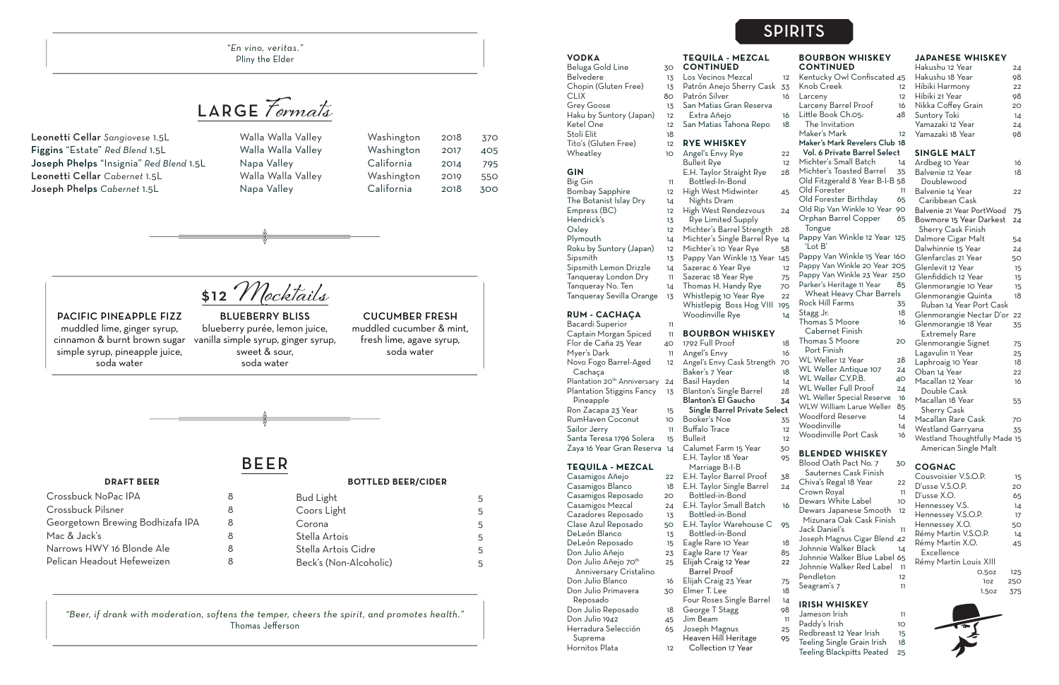*"En vino, veritas."*
Pliny the Elder

## LARGE *Formats*

| | | | | |
|---|---|---|---|---|
| **Leonetti Cellar** *Sangiovese 1.5L* | Walla Walla Valley | Washington | 2018 | 370 |
| **Figgins** "Estate" *Red Blend 1.5L* | Walla Walla Valley | Washington | 2017 | 405 |
| **Joseph Phelps** "Insignia" *Red Blend 1.5L* | Napa Valley | California | 2014 | 795 |
| **Leonetti Cellar** *Cabernet 1.5L* | Walla Walla Valley | Washington | 2019 | 550 |
| **Joseph Phelps** *Cabernet 1.5L* | Napa Valley | California | 2018 | 300 |

## $12 *Mocktails*

**PACIFIC PINEAPPLE FIZZ**
muddled lime, ginger syrup, cinnamon & burnt brown sugar simple syrup, pineapple juice, soda water

**BLUEBERRY BLISS**
blueberry purée, lemon juice, vanilla simple syrup, ginger syrup, sweet & sour, soda water

**CUCUMBER FRESH**
muddled cucumber & mint, fresh lime, agave syrup, soda water

## BEER

### DRAFT BEER

| | |
|---|---|
| Crossbuck NoPac IPA | 8 |
| Crossbuck Pilsner | 8 |
| Georgetown Brewing Bodhizafa IPA | 8 |
| Mac & Jack's | 8 |
| Narrows HWY 16 Blonde Ale | 8 |
| Pelican Headout Hefeweizen | 8 |

### BOTTLED BEER/CIDER

| | |
|---|---|
| Bud Light | 5 |
| Coors Light | 5 |
| Corona | 5 |
| Stella Artois | 5 |
| Stella Artois Cidre | 5 |
| Beck's (Non-Alcoholic) | 5 |

*"Beer, if drank with moderation, softens the temper, cheers the spirit, and promotes health."*
Thomas Jefferson

# SPIRITS

### VODKA

| | |
|---|---|
| Beluga Gold Line | 30 |
| Belvedere | 13 |
| Chopin (Gluten Free) | 13 |
| CLIX | 80 |
| Grey Goose | 13 |
| Haku by Suntory (Japan) | 12 |
| Ketel One | 12 |
| Stoli Elit | 18 |
| Tito's (Gluten Free) | 12 |
| Wheatley | 10 |

### GIN

| | |
|---|---|
| Big Gin | 11 |
| Bombay Sapphire | 12 |
| The Botanist Islay Dry | 14 |
| Empress (BC) | 12 |
| Hendrick's | 13 |
| Oxley | 12 |
| Plymouth | 14 |
| Roku by Suntory (Japan) | 12 |
| Sipsmith | 13 |
| Sipsmith Lemon Drizzle | 14 |
| Tanqueray London Dry | 11 |
| Tanqueray No. Ten | 14 |
| Tanqueray Sevilla Orange | 13 |

### RUM - CACHAÇA

| | |
|---|---|
| Bacardi Superior | 11 |
| Captain Morgan Spiced | 11 |
| Flor de Caña 25 Year | 40 |
| Myer's Dark | 11 |
| Novo Fogo Barrel-Aged Cachaça | 12 |
| Plantation 20th Anniversary | 24 |
| Plantation Stiggins Fancy Pineapple | 13 |
| Ron Zacapa 23 Year | 15 |
| RumHaven Coconut | 10 |
| Sailor Jerry | 11 |
| Santa Teresa 1796 Solera | 15 |
| Zaya 16 Year Gran Reserva | 14 |

### TEQUILA - MEZCAL

| | |
|---|---|
| Casamigos Añejo | 22 |
| Casamigos Blanco | 18 |
| Casamigos Reposado | 20 |
| Casamigos Mezcal | 24 |
| Cazadores Reposado | 13 |
| Clase Azul Reposado | 50 |
| DeLeón Blanco | 13 |
| DeLeón Reposado | 15 |
| Don Julio Añejo | 23 |
| Don Julio Añejo 70th Anniversary Cristalino | 25 |
| Don Julio Blanco | 16 |
| Don Julio Primavera Reposado | 30 |
| Don Julio Reposado | 18 |
| Don Julio 1942 | 45 |
| Herradura Selección Suprema | 65 |
| Hornitos Plata | 12 |

### TEQUILA - MEZCAL CONTINUED

| | |
|---|---|
| Los Vecinos Mezcal | 12 |
| Patrón Anejo Sherry Cask | 33 |
| Patrón Silver | 16 |
| San Matias Gran Reserva Extra Añejo | 16 |
| San Matias Tahona Repo | 18 |

### RYE WHISKEY

| | |
|---|---|
| Angel's Envy Rye | 22 |
| Bulleit Rye | 12 |
| E.H. Taylor Straight Rye Bottled-In-Bond | 28 |
| High West Midwinter Nights Dram | 45 |
| High West Rendezvous Rye Limited Supply | 24 |
| Michter's Barrel Strength | 28 |
| Michter's Single Barrel Rye | 14 |
| Michter's 10 Year Rye | 58 |
| Pappy Van Winkle 13 Year | 145 |
| Sazerac 6 Year Rye | 12 |
| Sazerac 18 Year Rye | 75 |
| Thomas H. Handy Rye | 70 |
| Whistlepig 10 Year Rye | 22 |
| Whistlepig Boss Hog VIII | 195 |
| Woodinville Rye | 14 |

### BOURBON WHISKEY

| | |
|---|---|
| 1792 Full Proof | 18 |
| Angel's Envy | 16 |
| Angel's Envy Cask Strength | 70 |
| Baker's 7 Year | 18 |
| Basil Hayden | 14 |
| Blanton's Single Barrel | 28 |
| **Blanton's El Gaucho Single Barrel Private Select** | **34** |
| Booker's Noe | 35 |
| Buffalo Trace | 12 |
| Bulleit | 12 |
| Calumet Farm 15 Year | 30 |
| E.H. Taylor 18 Year Marriage B-I-B | 95 |
| E.H. Taylor Barrel Proof | 38 |
| E.H. Taylor Single Barrel Bottled-in-Bond | 24 |
| E.H. Taylor Small Batch Bottled-in-Bond | 16 |
| E.H. Taylor Warehouse C Bottled-in-Bond | 95 |
| Eagle Rare 10 Year | 18 |
| Eagle Rare 17 Year | 85 |
| Elijah Craig 12 Year Barrel Proof | 22 |
| Elijah Craig 23 Year | 75 |
| Elmer T. Lee | 18 |
| Four Roses Single Barrel | 14 |
| George T Stagg | 98 |
| Jim Beam | 11 |
| Joseph Magnus | 25 |
| Heaven Hill Heritage Collection 17 Year | 95 |

### BOURBON WHISKEY CONTINUED

| | |
|---|---|
| Kentucky Owl Confiscated | 45 |
| Knob Creek | 12 |
| Larceny | 12 |
| Larceny Barrel Proof | 16 |
| Little Book Ch.05: The Invitation | 48 |
| Maker's Mark | 12 |
| **Maker's Mark Revelers Club Vol. 6 Private Barrel Select** | **18** |
| Michter's Small Batch | 14 |
| Michter's Toasted Barrel | 35 |
| Old Fitzgerald 8 Year B-I-B | 58 |
| Old Forester | 11 |
| Old Forester Birthday | 65 |
| Old Rip Van Winkle 10 Year | 90 |
| Orphan Barrel Copper Tongue | 65 |
| Pappy Van Winkle 12 Year 'Lot B' | 125 |
| Pappy Van Winkle 15 Year | 160 |
| Pappy Van Winkle 20 Year | 205 |
| Pappy Van Winkle 23 Year | 250 |
| Parker's Heritage 11 Year Wheat Heavy Char Barrels | 85 |
| Rock Hill Farms | 35 |
| Stagg Jr. | 18 |
| Thomas S Moore Cabernet Finish | 16 |
| Thomas S Moore Port Finish | 20 |
| WL Weller 12 Year | 28 |
| WL Weller Antique 107 | 24 |
| WL Weller C.Y.P.B. | 40 |
| WL Weller Full Proof | 24 |
| WL Weller Special Reserve | 16 |
| WLW William Larue Weller | 85 |
| Woodford Reserve | 14 |
| Woodinville | 14 |
| Woodinville Port Cask | 16 |

### BLENDED WHISKEY

| | |
|---|---|
| Blood Oath Pact No. 7 Sauternes Cask Finish | 30 |
| Chiva's Regal 18 Year | 22 |
| Crown Royal | 11 |
| Dewars White Label | 10 |
| Dewars Japanese Smooth Mizunara Oak Cask Finish | 12 |
| Jack Daniel's | 11 |
| Joseph Magnus Cigar Blend | 42 |
| Johnnie Walker Black | 14 |
| Johnnie Walker Blue Label | 65 |
| Johnnie Walker Red Label | 11 |
| Pendleton | 12 |
| Seagram's 7 | 11 |

### IRISH WHISKEY

| | |
|---|---|
| Jameson Irish | 11 |
| Paddy's Irish | 10 |
| Redbreast 12 Year Irish | 15 |
| Teeling Single Grain Irish | 18 |
| Teeling Blackpitts Peated | 25 |

### JAPANESE WHISKEY

| | |
|---|---|
| Hakushu 12 Year | 24 |
| Hakushu 18 Year | 98 |
| Hibiki Harmony | 22 |
| Hibiki 21 Year | 98 |
| Nikka Coffey Grain | 20 |
| Suntory Toki | 14 |
| Yamazaki 12 Year | 24 |
| Yamazaki 18 Year | 98 |

### SINGLE MALT

| | |
|---|---|
| Ardbeg 10 Year | 16 |
| Balvenie 12 Year Doublewood | 18 |
| Balvenie 14 Year Caribbean Cask | 22 |
| Balvenie 21 Year PortWood | 75 |
| Bowmore 15 Year Darkest Sherry Cask Finish | 24 |
| Dalmore Cigar Malt | 54 |
| Dalwhinnie 15 Year | 24 |
| Glenfarclas 21 Year | 50 |
| Glenlevit 12 Year | 15 |
| Glenfiddich 12 Year | 15 |
| Glenmorangie 10 Year | 15 |
| Glenmorangie Quinta Ruban 14 Year Port Cask | 18 |
| Glenmorangie Nectar D'or | 22 |
| Glenmorangie 18 Year Extremely Rare | 35 |
| Glenmorangie Signet | 75 |
| Lagavulin 11 Year | 25 |
| Laphroaig 10 Year | 18 |
| Oban 14 Year | 22 |
| Macallan 12 Year Double Cask | 16 |
| Macallan 18 Year Sherry Cask | 55 |
| Macallan Rare Cask | 70 |
| Westland Garryana | 35 |
| Westland Thoughtfully Made American Single Malt | 15 |

### COGNAC

| | |
|---|---|
| Cousvoisier V.S.O.P. | 15 |
| D'usse V.S.O.P. | 20 |
| D'usse X.O. | 65 |
| Hennessey V.S. | 14 |
| Hennessey V.S.O.P. | 17 |
| Hennessey X.O. | 50 |
| Rémy Martin V.S.O.P. | 14 |
| Rémy Martin X.O. Excellence | 45 |
| Rémy Martin Louis XIII 0.5oz | 125 |
| 1oz | 250 |
| 1.5oz | 375 |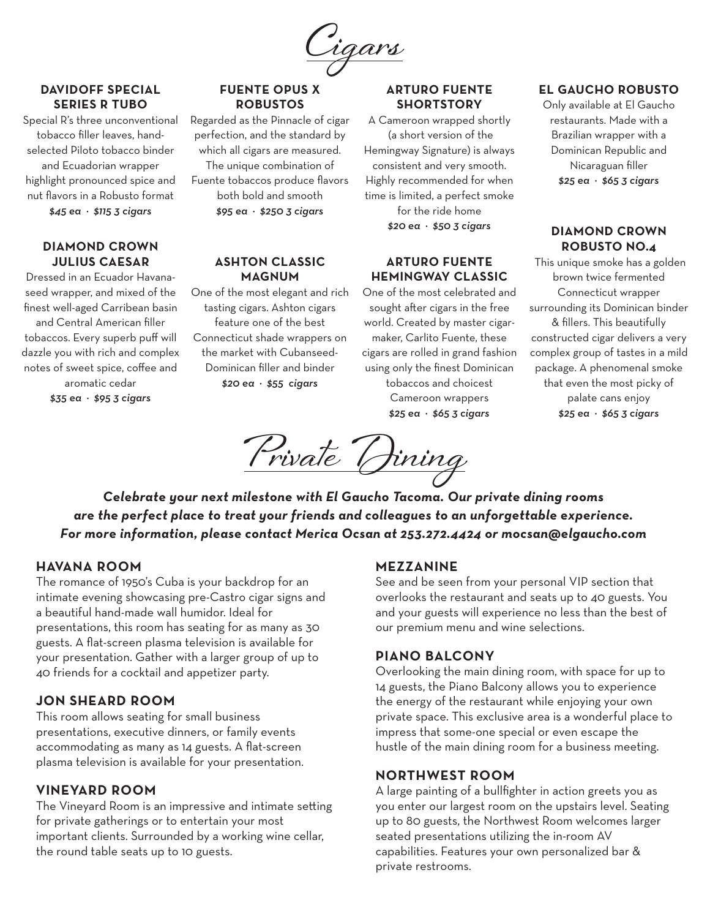# Cigars

### DAVIDOFF SPECIAL SERIES R TUBO

Special R's three unconventional tobacco filler leaves, hand-selected Piloto tobacco binder and Ecuadorian wrapper highlight pronounced spice and nut flavors in a Robusto format

*$45 ea · $115 3 cigars*

### DIAMOND CROWN JULIUS CAESAR

Dressed in an Ecuador Havana-seed wrapper, and mixed of the finest well-aged Carribean basin and Central American filler tobaccos. Every superb puff will dazzle you with rich and complex notes of sweet spice, coffee and aromatic cedar

*$35 ea · $95 3 cigars*

### FUENTE OPUS X ROBUSTOS

Regarded as the Pinnacle of cigar perfection, and the standard by which all cigars are measured. The unique combination of Fuente tobaccos produce flavors both bold and smooth

*$95 ea · $250 3 cigars*

### ASHTON CLASSIC MAGNUM

One of the most elegant and rich tasting cigars. Ashton cigars feature one of the best Connecticut shade wrappers on the market with Cubanseed-Dominican filler and binder

*$20 ea · $55 cigars*

### ARTURO FUENTE SHORTSTORY

A Cameroon wrapped shortly (a short version of the Hemingway Signature) is always consistent and very smooth. Highly recommended for when time is limited, a perfect smoke for the ride home

*$20 ea · $50 3 cigars*

### ARTURO FUENTE HEMINGWAY CLASSIC

One of the most celebrated and sought after cigars in the free world. Created by master cigar-maker, Carlito Fuente, these cigars are rolled in grand fashion using only the finest Dominican tobaccos and choicest Cameroon wrappers

*$25 ea · $65 3 cigars*

### EL GAUCHO ROBUSTO

Only available at El Gaucho restaurants. Made with a Brazilian wrapper with a Dominican Republic and Nicaraguan filler

*$25 ea · $65 3 cigars*

### DIAMOND CROWN ROBUSTO NO.4

This unique smoke has a golden brown twice fermented Connecticut wrapper surrounding its Dominican binder & fillers. This beautifully constructed cigar delivers a very complex group of tastes in a mild package. A phenomenal smoke that even the most picky of palate cans enjoy

*$25 ea · $65 3 cigars*

# Private Dining

***Celebrate your next milestone with El Gaucho Tacoma. Our private dining rooms are the perfect place to treat your friends and colleagues to an unforgettable experience. For more information, please contact Merica Ocsan at 253.272.4424 or mocsan@elgaucho.com***

### HAVANA ROOM

The romance of 1950's Cuba is your backdrop for an intimate evening showcasing pre-Castro cigar signs and a beautiful hand-made wall humidor. Ideal for presentations, this room has seating for as many as 30 guests. A flat-screen plasma television is available for your presentation. Gather with a larger group of up to 40 friends for a cocktail and appetizer party.

### JON SHEARD ROOM

This room allows seating for small business presentations, executive dinners, or family events accommodating as many as 14 guests. A flat-screen plasma television is available for your presentation.

### VINEYARD ROOM

The Vineyard Room is an impressive and intimate setting for private gatherings or to entertain your most important clients. Surrounded by a working wine cellar, the round table seats up to 10 guests.

### MEZZANINE

See and be seen from your personal VIP section that overlooks the restaurant and seats up to 40 guests. You and your guests will experience no less than the best of our premium menu and wine selections.

### PIANO BALCONY

Overlooking the main dining room, with space for up to 14 guests, the Piano Balcony allows you to experience the energy of the restaurant while enjoying your own private space. This exclusive area is a wonderful place to impress that some-one special or even escape the hustle of the main dining room for a business meeting.

### NORTHWEST ROOM

A large painting of a bullfighter in action greets you as you enter our largest room on the upstairs level. Seating up to 80 guests, the Northwest Room welcomes larger seated presentations utilizing the in-room AV capabilities. Features your own personalized bar & private restrooms.